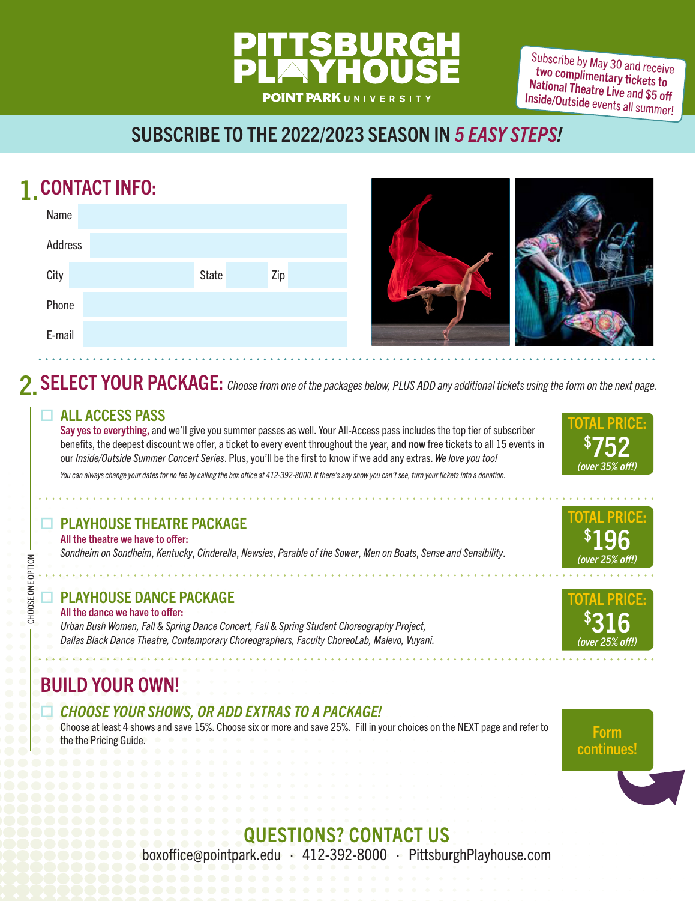# PITTSBURGH PLAYHOUSE

POINT PARK UNIVERSITY

Subscribe by May 30 and receive two complimentary tickets to National Theatre Live and $5 off Inside/Outside events all summer!

## SUBSCRIBE TO THE 2022/2023 SEASON IN *5 EASY STEPS!*

## 1. CONTACT INFO:

Name

Address

City State Zip

Phone

E-mail

## 2. SELECT YOUR PACKAGE: *Choose from one of the packages below, PLUS ADD any additional tickets using the form on the next page.*

CHOOSE ONE OPTION

### ☐ ALL ACCESS PASS

**Say yes to everything,** and we'll give you summer passes as well. Your All-Access pass includes the top tier of subscriber benefits, the deepest discount we offer, a ticket to every event throughout the year, **and now** free tickets to all 15 events in our *Inside/Outside Summer Concert Series*. Plus, you'll be the first to know if we add any extras. *We love you too!*

*You can always change your dates for no fee by calling the box office at 412-392-8000. If there's any show you can't see, turn your tickets into a donation.*

**TOTAL PRICE: $752** *(over 35% off!)*

### ☐ PLAYHOUSE THEATRE PACKAGE

**All the theatre we have to offer:**

*Sondheim on Sondheim*, *Kentucky*, *Cinderella*, *Newsies*, *Parable of the Sower*, *Men on Boats*, *Sense and Sensibility*.

**TOTAL PRICE: $196** *(over 25% off!)*

### ☐ PLAYHOUSE DANCE PACKAGE

**All the dance we have to offer:**

*Urban Bush Women, Fall & Spring Dance Concert, Fall & Spring Student Choreography Project, Dallas Black Dance Theatre, Contemporary Choreographers, Faculty ChoreoLab, Malevo, Vuyani.*

**TOTAL PRICE: $316** *(over 25% off!)*

## BUILD YOUR OWN!

### ☐ *CHOOSE YOUR SHOWS, OR ADD EXTRAS TO A PACKAGE!*

Choose at least 4 shows and save 15%. Choose six or more and save 25%. Fill in your choices on the NEXT page and refer to the the Pricing Guide.

**Form continues!**

## QUESTIONS? CONTACT US

boxoffice@pointpark.edu · 412-392-8000 · PittsburghPlayhouse.com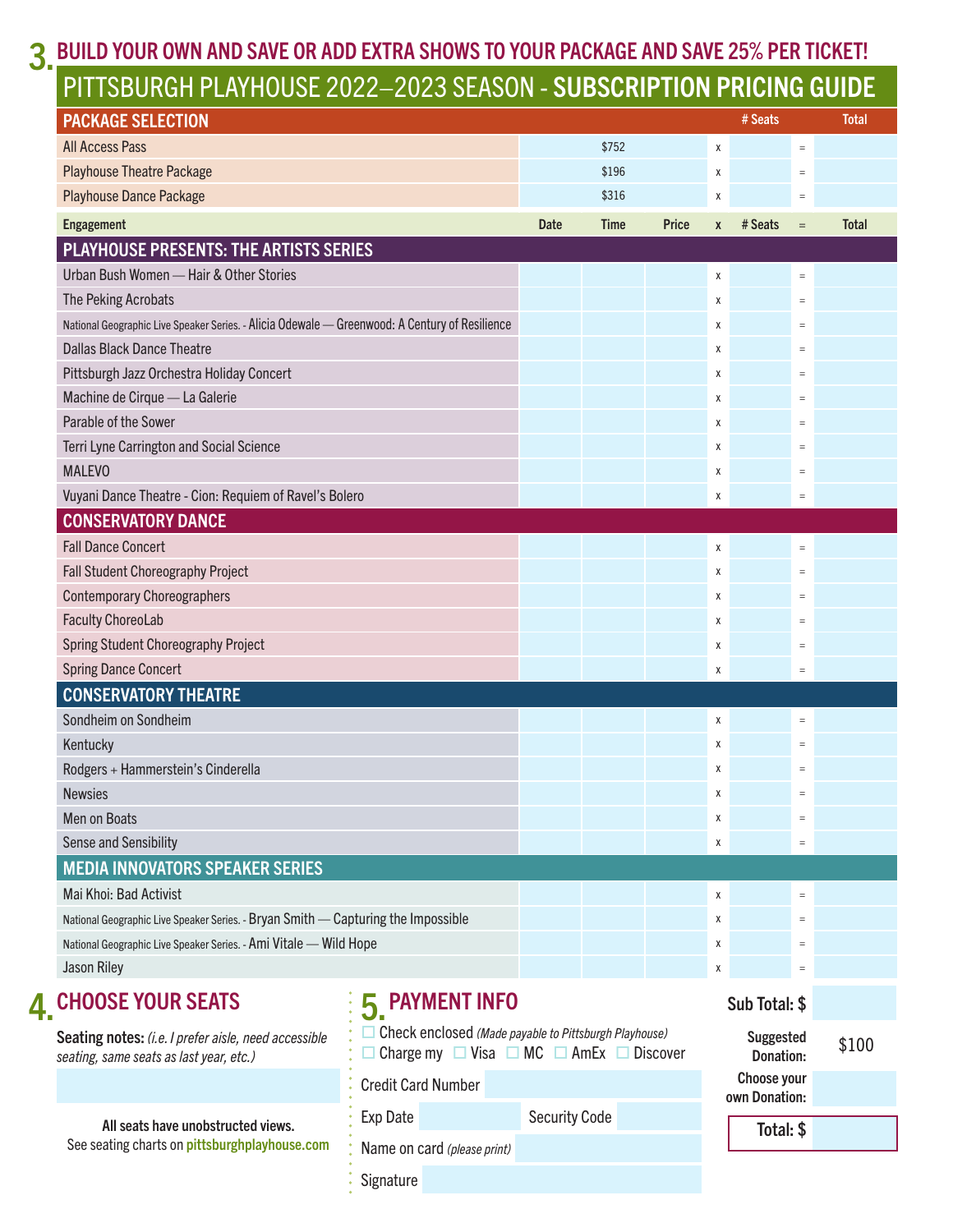## 3. BUILD YOUR OWN AND SAVE OR ADD EXTRA SHOWS TO YOUR PACKAGE AND SAVE 25% PER TICKET!

# PITTSBURGH PLAYHOUSE 2022–2023 SEASON - SUBSCRIPTION PRICING GUIDE

| PACKAGE SELECTION | | | | | # Seats | | Total |
|---|---|---|---|---|---|---|---|
| All Access Pass | | $752 | | x | | = | |
| Playhouse Theatre Package | | $196 | | x | | = | |
| Playhouse Dance Package | | $316 | | x | | = | |

| Engagement | Date | Time | Price | x | # Seats | = | Total |
|---|---|---|---|---|---|---|---|
| **PLAYHOUSE PRESENTS: THE ARTISTS SERIES** | | | | | | | |
| Urban Bush Women — Hair & Other Stories | | | | x | | = | |
| The Peking Acrobats | | | | x | | = | |
| National Geographic Live Speaker Series. - Alicia Odewale — Greenwood: A Century of Resilience | | | | x | | = | |
| Dallas Black Dance Theatre | | | | x | | = | |
| Pittsburgh Jazz Orchestra Holiday Concert | | | | x | | = | |
| Machine de Cirque — La Galerie | | | | x | | = | |
| Parable of the Sower | | | | x | | = | |
| Terri Lyne Carrington and Social Science | | | | x | | = | |
| MALEVO | | | | x | | = | |
| Vuyani Dance Theatre - Cion: Requiem of Ravel's Bolero | | | | x | | = | |
| **CONSERVATORY DANCE** | | | | | | | |
| Fall Dance Concert | | | | x | | = | |
| Fall Student Choreography Project | | | | x | | = | |
| Contemporary Choreographers | | | | x | | = | |
| Faculty ChoreoLab | | | | x | | = | |
| Spring Student Choreography Project | | | | x | | = | |
| Spring Dance Concert | | | | x | | = | |
| **CONSERVATORY THEATRE** | | | | | | | |
| Sondheim on Sondheim | | | | x | | = | |
| Kentucky | | | | x | | = | |
| Rodgers + Hammerstein's Cinderella | | | | x | | = | |
| Newsies | | | | x | | = | |
| Men on Boats | | | | x | | = | |
| Sense and Sensibility | | | | x | | = | |
| **MEDIA INNOVATORS SPEAKER SERIES** | | | | | | | |
| Mai Khoi: Bad Activist | | | | x | | = | |
| National Geographic Live Speaker Series. - Bryan Smith — Capturing the Impossible | | | | x | | = | |
| National Geographic Live Speaker Series. - Ami Vitale — Wild Hope | | | | x | | = | |
| Jason Riley | | | | x | | = | |

## 4. CHOOSE YOUR SEATS

**Seating notes:** *(i.e. I prefer aisle, need accessible seating, same seats as last year, etc.)*

**All seats have unobstructed views.**
See seating charts on **pittsburghplayhouse.com**

## 5. PAYMENT INFO

☐ Check enclosed *(Made payable to Pittsburgh Playhouse)*
☐ Charge my ☐ Visa ☐ MC ☐ AmEx ☐ Discover

Credit Card Number

Exp Date Security Code

Name on card *(please print)*

Signature

**Sub Total: $**

**Suggested Donation:** $100

**Choose your own Donation:**

**Total: $**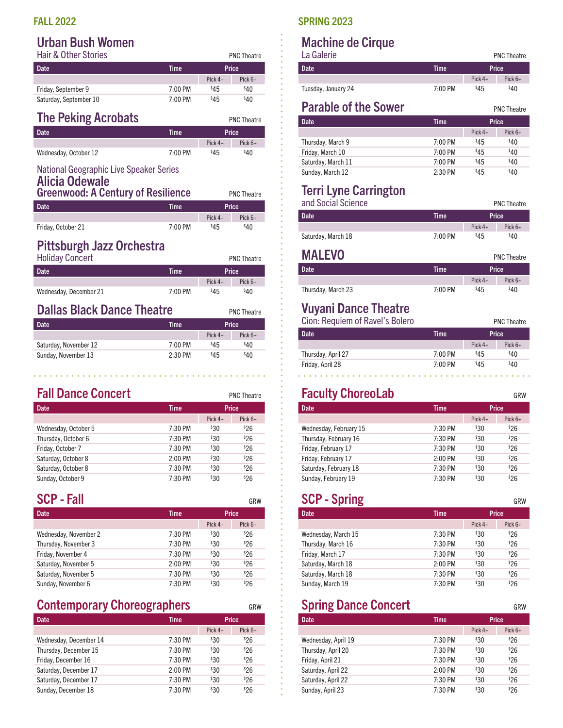## FALL 2022

### Urban Bush Women
Hair & Other Stories

PNC Theatre

| Date | Time | Price | |
|---|---|---|---|
| | | Pick 4+ | Pick 6+ |
| Friday, September 9 | 7:00 PM | $45 | $40 |
| Saturday, September 10 | 7:00 PM | $45 | $40 |

### The Peking Acrobats

PNC Theatre

| Date | Time | Price | |
|---|---|---|---|
| | | Pick 4+ | Pick 6+ |
| Wednesday, October 12 | 7:00 PM | $45 | $40 |

National Geographic Live Speaker Series

### Alicia Odewale
Greenwood: A Century of Resilience

PNC Theatre

| Date | Time | Price | |
|---|---|---|---|
| | | Pick 4+ | Pick 6+ |
| Friday, October 21 | 7:00 PM | $45 | $40 |

### Pittsburgh Jazz Orchestra
Holiday Concert

PNC Theatre

| Date | Time | Price | |
|---|---|---|---|
| | | Pick 4+ | Pick 6+ |
| Wednesday, December 21 | 7:00 PM | $45 | $40 |

### Dallas Black Dance Theatre

PNC Theatre

| Date | Time | Price | |
|---|---|---|---|
| | | Pick 4+ | Pick 6+ |
| Saturday, November 12 | 7:00 PM | $45 | $40 |
| Sunday, November 13 | 2:30 PM | $45 | $40 |

### Fall Dance Concert

PNC Theatre

| Date | Time | Price | |
|---|---|---|---|
| | | Pick 4+ | Pick 6+ |
| Wednesday, October 5 | 7:30 PM | $30 | $26 |
| Thursday, October 6 | 7:30 PM | $30 | $26 |
| Friday, October 7 | 7:30 PM | $30 | $26 |
| Saturday, October 8 | 2:00 PM | $30 | $26 |
| Saturday, October 8 | 7:30 PM | $30 | $26 |
| Sunday, October 9 | 7:30 PM | $30 | $26 |

### SCP - Fall

GRW

| Date | Time | Price | |
|---|---|---|---|
| | | Pick 4+ | Pick 6+ |
| Wednesday, November 2 | 7:30 PM | $30 | $26 |
| Thursday, November 3 | 7:30 PM | $30 | $26 |
| Friday, November 4 | 7:30 PM | $30 | $26 |
| Saturday, November 5 | 2:00 PM | $30 | $26 |
| Saturday, November 5 | 7:30 PM | $30 | $26 |
| Sunday, November 6 | 7:30 PM | $30 | $26 |

### Contemporary Choreographers

GRW

| Date | Time | Price | |
|---|---|---|---|
| | | Pick 4+ | Pick 6+ |
| Wednesday, December 14 | 7:30 PM | $30 | $26 |
| Thursday, December 15 | 7:30 PM | $30 | $26 |
| Friday, December 16 | 7:30 PM | $30 | $26 |
| Saturday, December 17 | 2:00 PM | $30 | $26 |
| Saturday, December 17 | 7:30 PM | $30 | $26 |
| Sunday, December 18 | 7:30 PM | $30 | $26 |

## SPRING 2023

### Machine de Cirque
La Galerie

PNC Theatre

| Date | Time | Price | |
|---|---|---|---|
| | | Pick 4+ | Pick 6+ |
| Tuesday, January 24 | 7:00 PM | $45 | $40 |

### Parable of the Sower

PNC Theatre

| Date | Time | Price | |
|---|---|---|---|
| | | Pick 4+ | Pick 6+ |
| Thursday, March 9 | 7:00 PM | $45 | $40 |
| Friday, March 10 | 7:00 PM | $45 | $40 |
| Saturday, March 11 | 7:00 PM | $45 | $40 |
| Sunday, March 12 | 2:30 PM | $45 | $40 |

### Terri Lyne Carrington
and Social Science

PNC Theatre

| Date | Time | Price | |
|---|---|---|---|
| | | Pick 4+ | Pick 6+ |
| Saturday, March 18 | 7:00 PM | $45 | $40 |

### MALEVO

PNC Theatre

| Date | Time | Price | |
|---|---|---|---|
| | | Pick 4+ | Pick 6+ |
| Thursday, March 23 | 7:00 PM | $45 | $40 |

### Vuyani Dance Theatre
Cion: Requiem of Ravel's Bolero

PNC Theatre

| Date | Time | Price | |
|---|---|---|---|
| | | Pick 4+ | Pick 6+ |
| Thursday, April 27 | 7:00 PM | $45 | $40 |
| Friday, April 28 | 7:00 PM | $45 | $40 |

### Faculty ChoreoLab

GRW

| Date | Time | Price | |
|---|---|---|---|
| | | Pick 4+ | Pick 6+ |
| Wednesday, February 15 | 7:30 PM | $30 | $26 |
| Thursday, February 16 | 7:30 PM | $30 | $26 |
| Friday, February 17 | 7:30 PM | $30 | $26 |
| Friday, February 17 | 2:00 PM | $30 | $26 |
| Saturday, February 18 | 7:30 PM | $30 | $26 |
| Sunday, February 19 | 7:30 PM | $30 | $26 |

### SCP - Spring

GRW

| Date | Time | Price | |
|---|---|---|---|
| | | Pick 4+ | Pick 6+ |
| Wednesday, March 15 | 7:30 PM | $30 | $26 |
| Thursday, March 16 | 7:30 PM | $30 | $26 |
| Friday, March 17 | 7:30 PM | $30 | $26 |
| Saturday, March 18 | 2:00 PM | $30 | $26 |
| Saturday, March 18 | 7:30 PM | $30 | $26 |
| Sunday, March 19 | 7:30 PM | $30 | $26 |

### Spring Dance Concert

GRW

| Date | Time | Price | |
|---|---|---|---|
| | | Pick 4+ | Pick 6+ |
| Wednesday, April 19 | 7:30 PM | $30 | $26 |
| Thursday, April 20 | 7:30 PM | $30 | $26 |
| Friday, April 21 | 7:30 PM | $30 | $26 |
| Saturday, April 22 | 2:00 PM | $30 | $26 |
| Saturday, April 22 | 7:30 PM | $30 | $26 |
| Sunday, April 23 | 7:30 PM | $30 | $26 |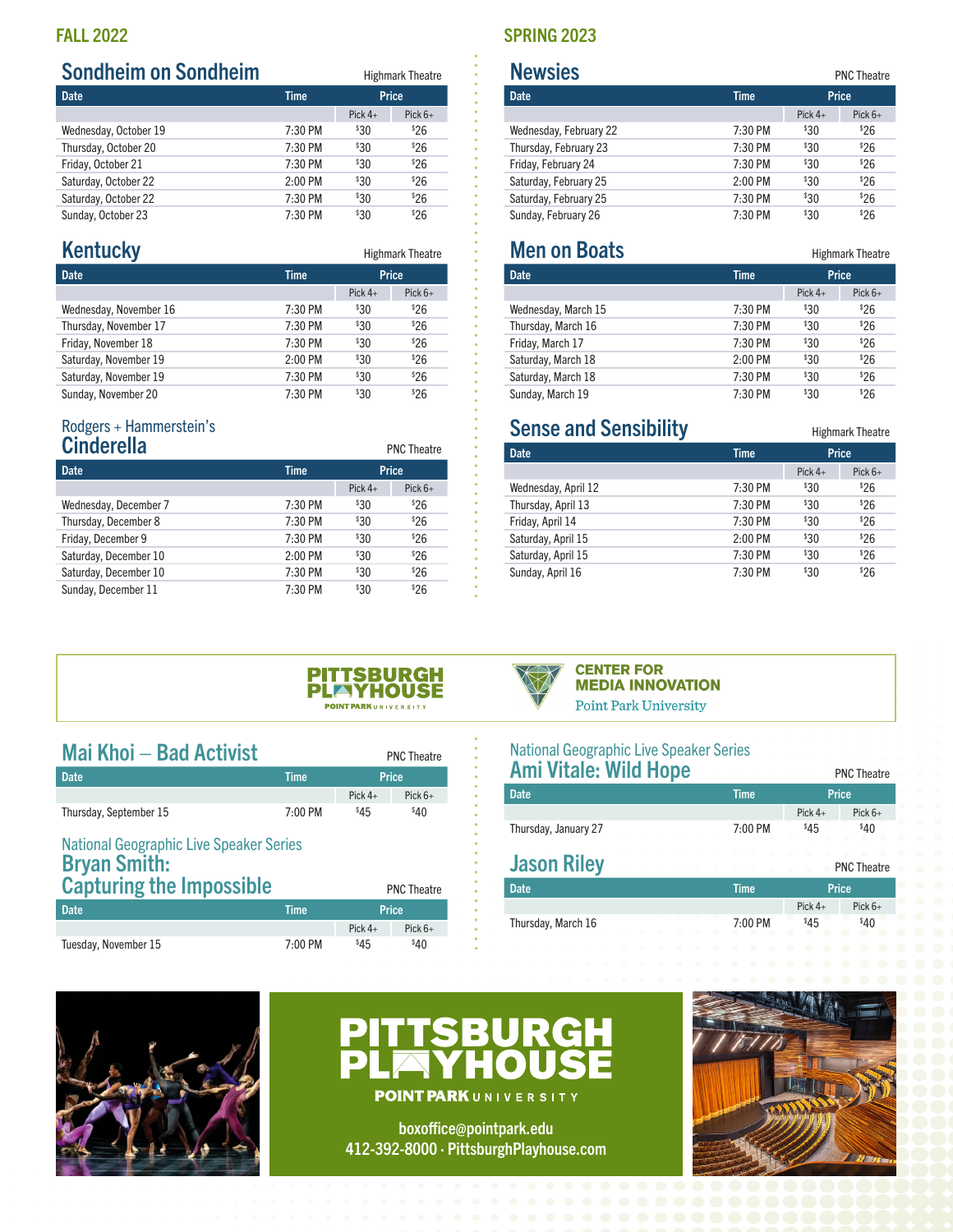## FALL 2022

### Sondheim on Sondheim

Highmark Theatre

| Date | Time | Price | |
|---|---|---|---|
| | | Pick 4+ | Pick 6+ |
| Wednesday, October 19 | 7:30 PM | $30 | $26 |
| Thursday, October 20 | 7:30 PM | $30 | $26 |
| Friday, October 21 | 7:30 PM | $30 | $26 |
| Saturday, October 22 | 2:00 PM | $30 | $26 |
| Saturday, October 22 | 7:30 PM | $30 | $26 |
| Sunday, October 23 | 7:30 PM | $30 | $26 |

### Kentucky

Highmark Theatre

| Date | Time | Price | |
|---|---|---|---|
| | | Pick 4+ | Pick 6+ |
| Wednesday, November 16 | 7:30 PM | $30 | $26 |
| Thursday, November 17 | 7:30 PM | $30 | $26 |
| Friday, November 18 | 7:30 PM | $30 | $26 |
| Saturday, November 19 | 2:00 PM | $30 | $26 |
| Saturday, November 19 | 7:30 PM | $30 | $26 |
| Sunday, November 20 | 7:30 PM | $30 | $26 |

### Rodgers + Hammerstein's Cinderella

PNC Theatre

| Date | Time | Price | |
|---|---|---|---|
| | | Pick 4+ | Pick 6+ |
| Wednesday, December 7 | 7:30 PM | $30 | $26 |
| Thursday, December 8 | 7:30 PM | $30 | $26 |
| Friday, December 9 | 7:30 PM | $30 | $26 |
| Saturday, December 10 | 2:00 PM | $30 | $26 |
| Saturday, December 10 | 7:30 PM | $30 | $26 |
| Sunday, December 11 | 7:30 PM | $30 | $26 |

## SPRING 2023

### Newsies

PNC Theatre

| Date | Time | Price | |
|---|---|---|---|
| | | Pick 4+ | Pick 6+ |
| Wednesday, February 22 | 7:30 PM | $30 | $26 |
| Thursday, February 23 | 7:30 PM | $30 | $26 |
| Friday, February 24 | 7:30 PM | $30 | $26 |
| Saturday, February 25 | 2:00 PM | $30 | $26 |
| Saturday, February 25 | 7:30 PM | $30 | $26 |
| Sunday, February 26 | 7:30 PM | $30 | $26 |

### Men on Boats

Highmark Theatre

| Date | Time | Price | |
|---|---|---|---|
| | | Pick 4+ | Pick 6+ |
| Wednesday, March 15 | 7:30 PM | $30 | $26 |
| Thursday, March 16 | 7:30 PM | $30 | $26 |
| Friday, March 17 | 7:30 PM | $30 | $26 |
| Saturday, March 18 | 2:00 PM | $30 | $26 |
| Saturday, March 18 | 7:30 PM | $30 | $26 |
| Sunday, March 19 | 7:30 PM | $30 | $26 |

### Sense and Sensibility

Highmark Theatre

| Date | Time | Price | |
|---|---|---|---|
| | | Pick 4+ | Pick 6+ |
| Wednesday, April 12 | 7:30 PM | $30 | $26 |
| Thursday, April 13 | 7:30 PM | $30 | $26 |
| Friday, April 14 | 7:30 PM | $30 | $26 |
| Saturday, April 15 | 2:00 PM | $30 | $26 |
| Saturday, April 15 | 7:30 PM | $30 | $26 |
| Sunday, April 16 | 7:30 PM | $30 | $26 |

PITTSBURGH PLAYHOUSE POINT PARK UNIVERSITY

CENTER FOR MEDIA INNOVATION Point Park University

### Mai Khoi – Bad Activist

PNC Theatre

| Date | Time | Price | |
|---|---|---|---|
| | | Pick 4+ | Pick 6+ |
| Thursday, September 15 | 7:00 PM | $45 | $40 |

### National Geographic Live Speaker Series Bryan Smith: Capturing the Impossible

PNC Theatre

| Date | Time | Price | |
|---|---|---|---|
| | | Pick 4+ | Pick 6+ |
| Tuesday, November 15 | 7:00 PM | $45 | $40 |

### National Geographic Live Speaker Series Ami Vitale: Wild Hope

PNC Theatre

| Date | Time | Price | |
|---|---|---|---|
| | | Pick 4+ | Pick 6+ |
| Thursday, January 27 | 7:00 PM | $45 | $40 |

### Jason Riley

PNC Theatre

| Date | Time | Price | |
|---|---|---|---|
| | | Pick 4+ | Pick 6+ |
| Thursday, March 16 | 7:00 PM | $45 | $40 |

PITTSBURGH PLAYHOUSE POINT PARK UNIVERSITY

boxoffice@pointpark.edu
412-392-8000 · PittsburghPlayhouse.com